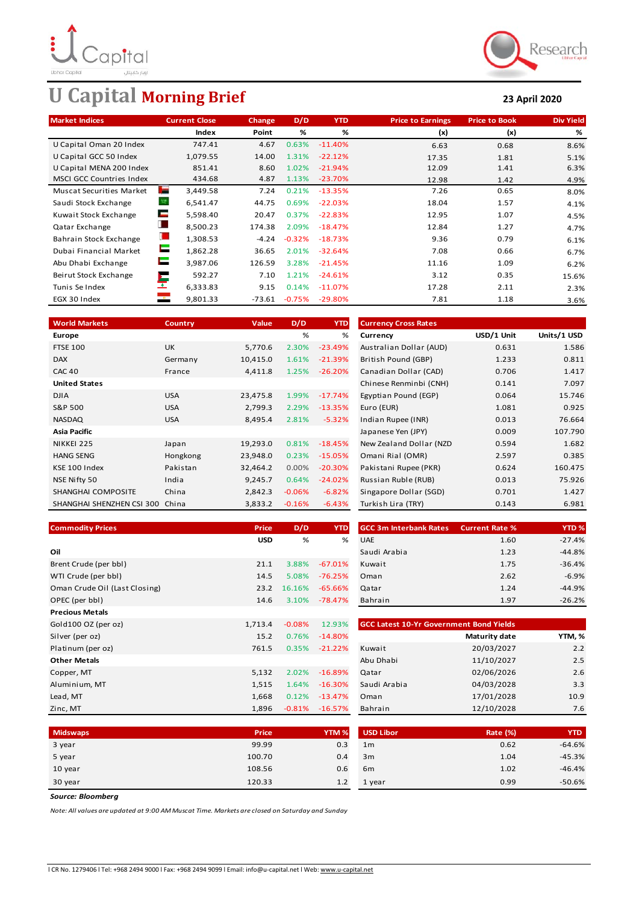# U Capital Morning Brief

**23 April 2020**

| Market Indices | Current Close | Change | D/D | YTD | Price to Earnings | Price to Book | Div Yield |
|---|---|---|---|---|---|---|---|
| | Index | Point | % | % | (x) | (x) | % |
| U Capital Oman 20 Index | 747.41 | 4.67 | 0.63% | -11.40% | 6.63 | 0.68 | 8.6% |
| U Capital GCC 50 Index | 1,079.55 | 14.00 | 1.31% | -22.12% | 17.35 | 1.81 | 5.1% |
| U Capital MENA 200 Index | 851.41 | 8.60 | 1.02% | -21.94% | 12.09 | 1.41 | 6.3% |
| MSCI GCC Countries Index | 434.68 | 4.87 | 1.13% | -23.70% | 12.98 | 1.42 | 4.9% |
| Muscat Securities Market | 3,449.58 | 7.24 | 0.21% | -13.35% | 7.26 | 0.65 | 8.0% |
| Saudi Stock Exchange | 6,541.47 | 44.75 | 0.69% | -22.03% | 18.04 | 1.57 | 4.1% |
| Kuwait Stock Exchange | 5,598.40 | 20.47 | 0.37% | -22.83% | 12.95 | 1.07 | 4.5% |
| Qatar Exchange | 8,500.23 | 174.38 | 2.09% | -18.47% | 12.84 | 1.27 | 4.7% |
| Bahrain Stock Exchange | 1,308.53 | -4.24 | -0.32% | -18.73% | 9.36 | 0.79 | 6.1% |
| Dubai Financial Market | 1,862.28 | 36.65 | 2.01% | -32.64% | 7.08 | 0.66 | 6.7% |
| Abu Dhabi Exchange | 3,987.06 | 126.59 | 3.28% | -21.45% | 11.16 | 1.09 | 6.2% |
| Beirut Stock Exchange | 592.27 | 7.10 | 1.21% | -24.61% | 3.12 | 0.35 | 15.6% |
| Tunis Se Index | 6,333.83 | 9.15 | 0.14% | -11.07% | 17.28 | 2.11 | 2.3% |
| EGX 30 Index | 9,801.33 | -73.61 | -0.75% | -29.80% | 7.81 | 1.18 | 3.6% |

| World Markets | Country | Value | D/D | YTD |
|---|---|---|---|---|
| **Europe** | | | % | % |
| FTSE 100 | UK | 5,770.6 | 2.30% | -23.49% |
| DAX | Germany | 10,415.0 | 1.61% | -21.39% |
| CAC 40 | France | 4,411.8 | 1.25% | -26.20% |
| **United States** | | | | |
| DJIA | USA | 23,475.8 | 1.99% | -17.74% |
| S&P 500 | USA | 2,799.3 | 2.29% | -13.35% |
| NASDAQ | USA | 8,495.4 | 2.81% | -5.32% |
| **Asia Pacific** | | | | |
| NIKKEI 225 | Japan | 19,293.0 | 0.81% | -18.45% |
| HANG SENG | Hongkong | 23,948.0 | 0.23% | -15.05% |
| KSE 100 Index | Pakistan | 32,464.2 | 0.00% | -20.30% |
| NSE Nifty 50 | India | 9,245.7 | 0.64% | -24.02% |
| SHANGHAI COMPOSITE | China | 2,842.3 | -0.06% | -6.82% |
| SHANGHAI SHENZHEN CSI 300 | China | 3,833.2 | -0.16% | -6.43% |

| Currency Cross Rates | | |
|---|---|---|
| Currency | USD/1 Unit | Units/1 USD |
| Australian Dollar (AUD) | 0.631 | 1.586 |
| British Pound (GBP) | 1.233 | 0.811 |
| Canadian Dollar (CAD) | 0.706 | 1.417 |
| Chinese Renminbi (CNH) | 0.141 | 7.097 |
| Egyptian Pound (EGP) | 0.064 | 15.746 |
| Euro (EUR) | 1.081 | 0.925 |
| Indian Rupee (INR) | 0.013 | 76.664 |
| Japanese Yen (JPY) | 0.009 | 107.790 |
| New Zealand Dollar (NZD | 0.594 | 1.682 |
| Omani Rial (OMR) | 2.597 | 0.385 |
| Pakistani Rupee (PKR) | 0.624 | 160.475 |
| Russian Ruble (RUB) | 0.013 | 75.926 |
| Singapore Dollar (SGD) | 0.701 | 1.427 |
| Turkish Lira (TRY) | 0.143 | 6.981 |

| Commodity Prices | Price | D/D | YTD |
|---|---|---|---|
| | USD | % | % |
| **Oil** | | | |
| Brent Crude (per bbl) | 21.1 | 3.88% | -67.01% |
| WTI Crude (per bbl) | 14.5 | 5.08% | -76.25% |
| Oman Crude Oil (Last Closing) | 23.2 | 16.16% | -65.66% |
| OPEC (per bbl) | 14.6 | 3.10% | -78.47% |
| **Precious Metals** | | | |
| Gold100 OZ (per oz) | 1,713.4 | -0.08% | 12.93% |
| Silver (per oz) | 15.2 | 0.76% | -14.80% |
| Platinum (per oz) | 761.5 | 0.35% | -21.22% |
| **Other Metals** | | | |
| Copper, MT | 5,132 | 2.02% | -16.89% |
| Aluminium, MT | 1,515 | 1.64% | -16.30% |
| Lead, MT | 1,668 | 0.12% | -13.47% |
| Zinc, MT | 1,896 | -0.81% | -16.57% |

| GCC 3m Interbank Rates | Current Rate % | YTD % |
|---|---|---|
| UAE | 1.60 | -27.4% |
| Saudi Arabia | 1.23 | -44.8% |
| Kuwait | 1.75 | -36.4% |
| Oman | 2.62 | -6.9% |
| Qatar | 1.24 | -44.9% |
| Bahrain | 1.97 | -26.2% |

| GCC Latest 10-Yr Government Bond Yields | Maturity date | YTM, % |
|---|---|---|
| Kuwait | 20/03/2027 | 2.2 |
| Abu Dhabi | 11/10/2027 | 2.5 |
| Qatar | 02/06/2026 | 2.6 |
| Saudi Arabia | 04/03/2028 | 3.3 |
| Oman | 17/01/2028 | 10.9 |
| Bahrain | 12/10/2028 | 7.6 |

| Midswaps | Price | YTM % |
|---|---|---|
| 3 year | 99.99 | 0.3 |
| 5 year | 100.70 | 0.4 |
| 10 year | 108.56 | 0.6 |
| 30 year | 120.33 | 1.2 |

| USD Libor | Rate (%) | YTD |
|---|---|---|
| 1m | 0.62 | -64.6% |
| 3m | 1.04 | -45.3% |
| 6m | 1.02 | -46.4% |
| 1 year | 0.99 | -50.6% |

***Source: Bloomberg***

*Note: All values are updated at 9:00 AM Muscat Time. Markets are closed on Saturday and Sunday*

I CR No. 1279406 I Tel: +968 2494 9000 I Fax: +968 2494 9099 I Email: info@u-capital.net I Web: www.u-capital.net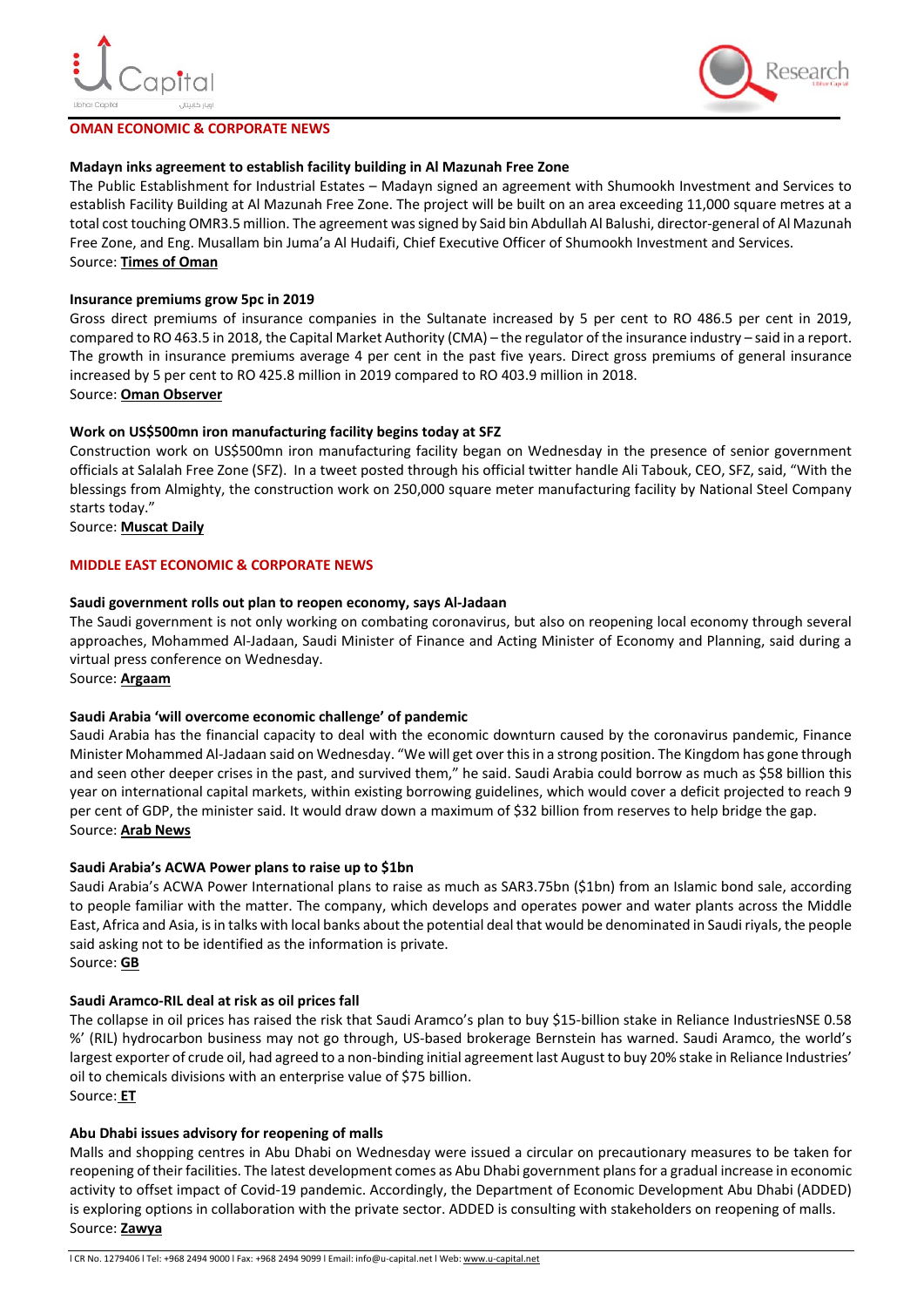## OMAN ECONOMIC & CORPORATE NEWS

### Madayn inks agreement to establish facility building in Al Mazunah Free Zone

The Public Establishment for Industrial Estates – Madayn signed an agreement with Shumookh Investment and Services to establish Facility Building at Al Mazunah Free Zone. The project will be built on an area exceeding 11,000 square metres at a total cost touching OMR3.5 million. The agreement was signed by Said bin Abdullah Al Balushi, director-general of Al Mazunah Free Zone, and Eng. Musallam bin Juma'a Al Hudaifi, Chief Executive Officer of Shumookh Investment and Services.

Source: **Times of Oman**

### Insurance premiums grow 5pc in 2019

Gross direct premiums of insurance companies in the Sultanate increased by 5 per cent to RO 486.5 per cent in 2019, compared to RO 463.5 in 2018, the Capital Market Authority (CMA) – the regulator of the insurance industry – said in a report. The growth in insurance premiums average 4 per cent in the past five years. Direct gross premiums of general insurance increased by 5 per cent to RO 425.8 million in 2019 compared to RO 403.9 million in 2018.

Source: **Oman Observer**

### Work on US$500mn iron manufacturing facility begins today at SFZ

Construction work on US$500mn iron manufacturing facility began on Wednesday in the presence of senior government officials at Salalah Free Zone (SFZ). In a tweet posted through his official twitter handle Ali Tabouk, CEO, SFZ, said, "With the blessings from Almighty, the construction work on 250,000 square meter manufacturing facility by National Steel Company starts today."

Source: **Muscat Daily**

## MIDDLE EAST ECONOMIC & CORPORATE NEWS

### Saudi government rolls out plan to reopen economy, says Al-Jadaan

The Saudi government is not only working on combating coronavirus, but also on reopening local economy through several approaches, Mohammed Al-Jadaan, Saudi Minister of Finance and Acting Minister of Economy and Planning, said during a virtual press conference on Wednesday.

Source: **Argaam**

### Saudi Arabia 'will overcome economic challenge' of pandemic

Saudi Arabia has the financial capacity to deal with the economic downturn caused by the coronavirus pandemic, Finance Minister Mohammed Al-Jadaan said on Wednesday. "We will get over this in a strong position. The Kingdom has gone through and seen other deeper crises in the past, and survived them," he said. Saudi Arabia could borrow as much as $58 billion this year on international capital markets, within existing borrowing guidelines, which would cover a deficit projected to reach 9 per cent of GDP, the minister said. It would draw down a maximum of $32 billion from reserves to help bridge the gap.

Source: **Arab News**

### Saudi Arabia's ACWA Power plans to raise up to $1bn

Saudi Arabia's ACWA Power International plans to raise as much as SAR3.75bn ($1bn) from an Islamic bond sale, according to people familiar with the matter. The company, which develops and operates power and water plants across the Middle East, Africa and Asia, is in talks with local banks about the potential deal that would be denominated in Saudi riyals, the people said asking not to be identified as the information is private.

Source: **GB**

### Saudi Aramco-RIL deal at risk as oil prices fall

The collapse in oil prices has raised the risk that Saudi Aramco's plan to buy $15-billion stake in Reliance IndustriesNSE 0.58 %' (RIL) hydrocarbon business may not go through, US-based brokerage Bernstein has warned. Saudi Aramco, the world's largest exporter of crude oil, had agreed to a non-binding initial agreement last August to buy 20% stake in Reliance Industries' oil to chemicals divisions with an enterprise value of $75 billion.

Source: **ET**

### Abu Dhabi issues advisory for reopening of malls

Malls and shopping centres in Abu Dhabi on Wednesday were issued a circular on precautionary measures to be taken for reopening of their facilities. The latest development comes as Abu Dhabi government plans for a gradual increase in economic activity to offset impact of Covid-19 pandemic. Accordingly, the Department of Economic Development Abu Dhabi (ADDED) is exploring options in collaboration with the private sector. ADDED is consulting with stakeholders on reopening of malls.

Source: **Zawya**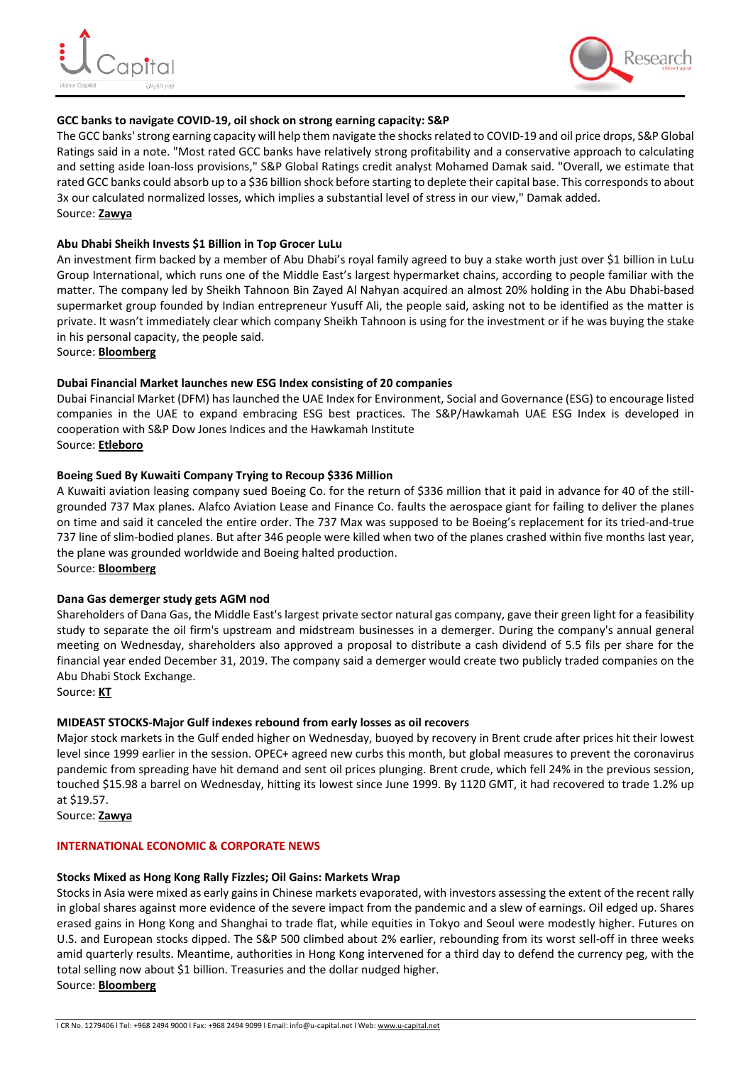### GCC banks to navigate COVID-19, oil shock on strong earning capacity: S&P

The GCC banks' strong earning capacity will help them navigate the shocks related to COVID-19 and oil price drops, S&P Global Ratings said in a note. "Most rated GCC banks have relatively strong profitability and a conservative approach to calculating and setting aside loan-loss provisions," S&P Global Ratings credit analyst Mohamed Damak said. "Overall, we estimate that rated GCC banks could absorb up to a $36 billion shock before starting to deplete their capital base. This corresponds to about 3x our calculated normalized losses, which implies a substantial level of stress in our view," Damak added.

Source: **Zawya**

### Abu Dhabi Sheikh Invests $1 Billion in Top Grocer LuLu

An investment firm backed by a member of Abu Dhabi's royal family agreed to buy a stake worth just over $1 billion in LuLu Group International, which runs one of the Middle East's largest hypermarket chains, according to people familiar with the matter. The company led by Sheikh Tahnoon Bin Zayed Al Nahyan acquired an almost 20% holding in the Abu Dhabi-based supermarket group founded by Indian entrepreneur Yusuff Ali, the people said, asking not to be identified as the matter is private. It wasn't immediately clear which company Sheikh Tahnoon is using for the investment or if he was buying the stake in his personal capacity, the people said.

Source: **Bloomberg**

### Dubai Financial Market launches new ESG Index consisting of 20 companies

Dubai Financial Market (DFM) has launched the UAE Index for Environment, Social and Governance (ESG) to encourage listed companies in the UAE to expand embracing ESG best practices. The S&P/Hawkamah UAE ESG Index is developed in cooperation with S&P Dow Jones Indices and the Hawkamah Institute

Source: **Etleboro**

### Boeing Sued By Kuwaiti Company Trying to Recoup $336 Million

A Kuwaiti aviation leasing company sued Boeing Co. for the return of $336 million that it paid in advance for 40 of the still-grounded 737 Max planes. Alafco Aviation Lease and Finance Co. faults the aerospace giant for failing to deliver the planes on time and said it canceled the entire order. The 737 Max was supposed to be Boeing's replacement for its tried-and-true 737 line of slim-bodied planes. But after 346 people were killed when two of the planes crashed within five months last year, the plane was grounded worldwide and Boeing halted production.

Source: **Bloomberg**

### Dana Gas demerger study gets AGM nod

Shareholders of Dana Gas, the Middle East's largest private sector natural gas company, gave their green light for a feasibility study to separate the oil firm's upstream and midstream businesses in a demerger. During the company's annual general meeting on Wednesday, shareholders also approved a proposal to distribute a cash dividend of 5.5 fils per share for the financial year ended December 31, 2019. The company said a demerger would create two publicly traded companies on the Abu Dhabi Stock Exchange.

Source: **KT**

### MIDEAST STOCKS-Major Gulf indexes rebound from early losses as oil recovers

Major stock markets in the Gulf ended higher on Wednesday, buoyed by recovery in Brent crude after prices hit their lowest level since 1999 earlier in the session. OPEC+ agreed new curbs this month, but global measures to prevent the coronavirus pandemic from spreading have hit demand and sent oil prices plunging. Brent crude, which fell 24% in the previous session, touched $15.98 a barrel on Wednesday, hitting its lowest since June 1999. By 1120 GMT, it had recovered to trade 1.2% up at $19.57.

Source: **Zawya**

## INTERNATIONAL ECONOMIC & CORPORATE NEWS

### Stocks Mixed as Hong Kong Rally Fizzles; Oil Gains: Markets Wrap

Stocks in Asia were mixed as early gains in Chinese markets evaporated, with investors assessing the extent of the recent rally in global shares against more evidence of the severe impact from the pandemic and a slew of earnings. Oil edged up. Shares erased gains in Hong Kong and Shanghai to trade flat, while equities in Tokyo and Seoul were modestly higher. Futures on U.S. and European stocks dipped. The S&P 500 climbed about 2% earlier, rebounding from its worst sell-off in three weeks amid quarterly results. Meantime, authorities in Hong Kong intervened for a third day to defend the currency peg, with the total selling now about $1 billion. Treasuries and the dollar nudged higher.

Source: **Bloomberg**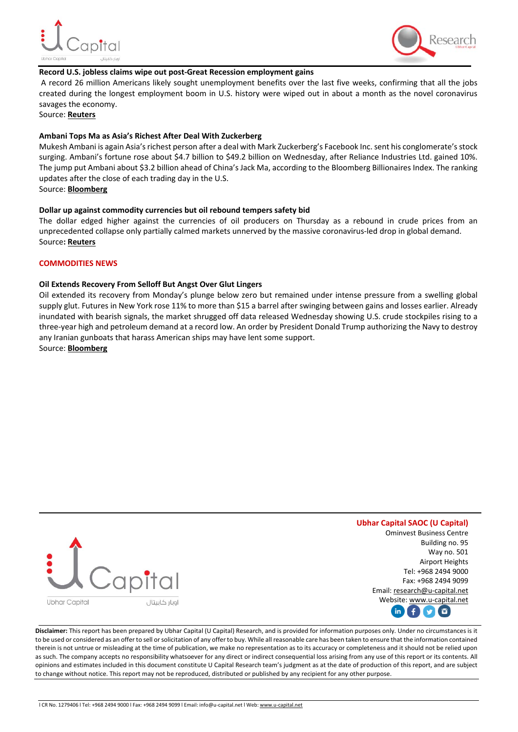**Record U.S. jobless claims wipe out post-Great Recession employment gains**

A record 26 million Americans likely sought unemployment benefits over the last five weeks, confirming that all the jobs created during the longest employment boom in U.S. history were wiped out in about a month as the novel coronavirus savages the economy.

Source: **Reuters**

**Ambani Tops Ma as Asia's Richest After Deal With Zuckerberg**

Mukesh Ambani is again Asia's richest person after a deal with Mark Zuckerberg's Facebook Inc. sent his conglomerate's stock surging. Ambani's fortune rose about $4.7 billion to $49.2 billion on Wednesday, after Reliance Industries Ltd. gained 10%. The jump put Ambani about $3.2 billion ahead of China's Jack Ma, according to the Bloomberg Billionaires Index. The ranking updates after the close of each trading day in the U.S.

Source: **Bloomberg**

**Dollar up against commodity currencies but oil rebound tempers safety bid**

The dollar edged higher against the currencies of oil producers on Thursday as a rebound in crude prices from an unprecedented collapse only partially calmed markets unnerved by the massive coronavirus-led drop in global demand.

Source**: Reuters**

## COMMODITIES NEWS

**Oil Extends Recovery From Selloff But Angst Over Glut Lingers**

Oil extended its recovery from Monday's plunge below zero but remained under intense pressure from a swelling global supply glut. Futures in New York rose 11% to more than $15 a barrel after swinging between gains and losses earlier. Already inundated with bearish signals, the market shrugged off data released Wednesday showing U.S. crude stockpiles rising to a three-year high and petroleum demand at a record low. An order by President Donald Trump authorizing the Navy to destroy any Iranian gunboats that harass American ships may have lent some support.

Source: **Bloomberg**

**Ubhar Capital SAOC (U Capital)**
Ominvest Business Centre
Building no. 95
Way no. 501
Airport Heights
Tel: +968 2494 9000
Fax: +968 2494 9099
Email: research@u-capital.net
Website: www.u-capital.net

**Disclaimer:** This report has been prepared by Ubhar Capital (U Capital) Research, and is provided for information purposes only. Under no circumstances is it to be used or considered as an offer to sell or solicitation of any offer to buy. While all reasonable care has been taken to ensure that the information contained therein is not untrue or misleading at the time of publication, we make no representation as to its accuracy or completeness and it should not be relied upon as such. The company accepts no responsibility whatsoever for any direct or indirect consequential loss arising from any use of this report or its contents. All opinions and estimates included in this document constitute U Capital Research team's judgment as at the date of production of this report, and are subject to change without notice. This report may not be reproduced, distributed or published by any recipient for any other purpose.

l CR No. 1279406 l Tel: +968 2494 9000 l Fax: +968 2494 9099 l Email: info@u-capital.net l Web: www.u-capital.net